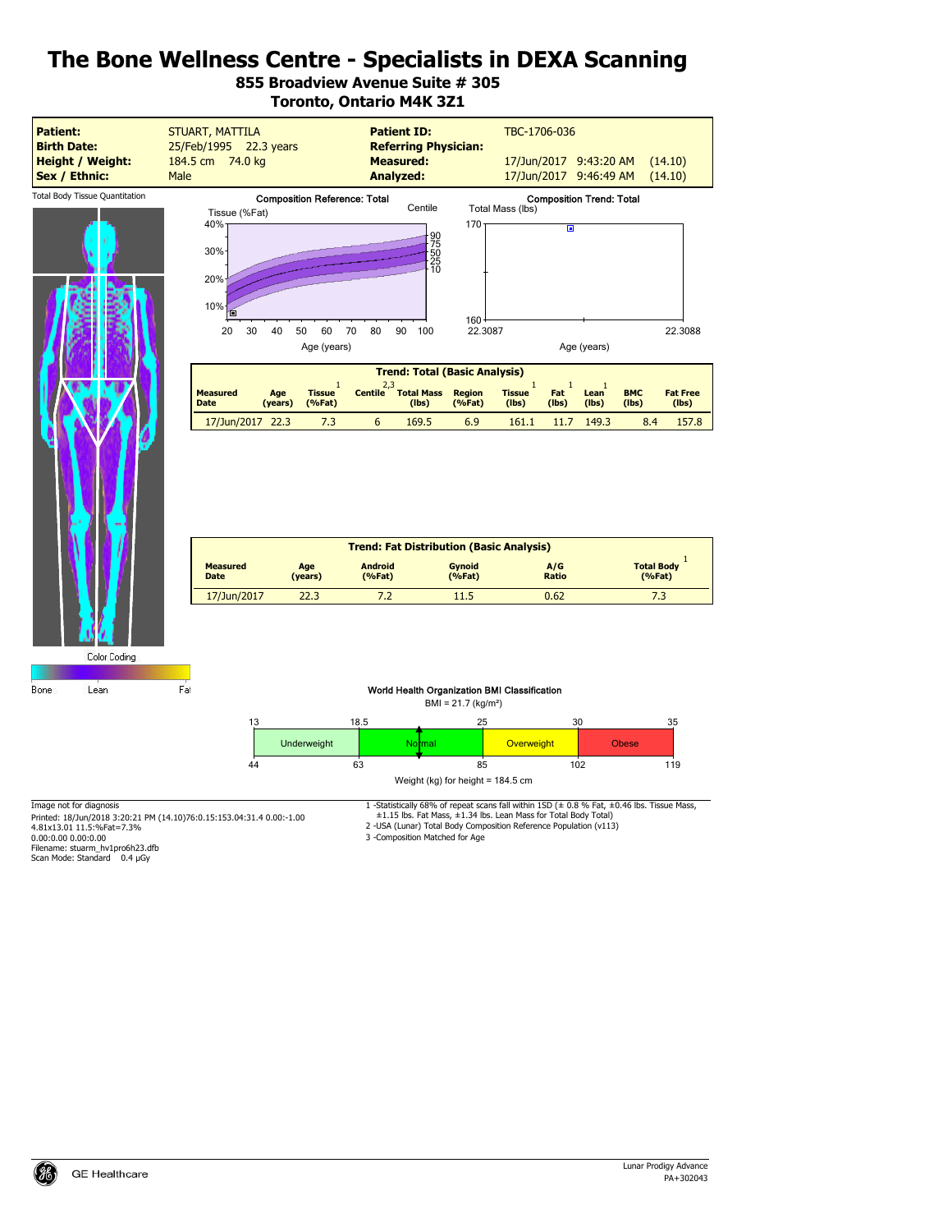# The Bone Wellness Centre - Specialists in DEXA Scanning

**855 Broadview Avenue Suite # 305**
**Toronto, Ontario M4K 3Z1**

| | | | |
|---|---|---|---|
| **Patient:** | STUART, MATTILA | **Patient ID:** | TBC-1706-036 |
| **Birth Date:** | 25/Feb/1995 22.3 years | **Referring Physician:** | |
| **Height / Weight:** | 184.5 cm 74.0 kg | **Measured:** | 17/Jun/2017 9:43:20 AM (14.10) |
| **Sex / Ethnic:** | Male | **Analyzed:** | 17/Jun/2017 9:46:49 AM (14.10) |

Total Body Tissue Quantitation

**Composition Reference: Total**

Tissue (%Fat) — Centile — Age (years)

**Composition Trend: Total**

Total Mass (lbs) — Age (years)

| Trend: Total (Basic Analysis) | | | | | | | | | | |
|---|---|---|---|---|---|---|---|---|---|---|
| Measured Date | Age (years) | Tissue[1] (%Fat) | Centile[2,3] | Total Mass (lbs) | Region (%Fat) | Tissue[1] (lbs) | Fat[1] (lbs) | Lean[1] (lbs) | BMC (lbs) | Fat Free (lbs) |
| 17/Jun/2017 | 22.3 | 7.3 | 6 | 169.5 | 6.9 | 161.1 | 11.7 | 149.3 | 8.4 | 157.8 |

| Trend: Fat Distribution (Basic Analysis) | | | | | |
|---|---|---|---|---|---|
| Measured Date | Age (years) | Android (%Fat) | Gynoid (%Fat) | A/G Ratio | Total Body[1] (%Fat) |
| 17/Jun/2017 | 22.3 | 7.2 | 11.5 | 0.62 | 7.3 |

Color Coding: Bone — Lean — Fat

**World Health Organization BMI Classification**

BMI = 21.7 (kg/m²)

| 13 | 18.5 | 25 | 30 | 35 |
|---|---|---|---|---|
| Underweight | Normal | Overweight | Obese | |
| 44 | 63 | 85 | 102 | 119 |

Weight (kg) for height = 184.5 cm

Image not for diagnosis
Printed: 18/Jun/2018 3:20:21 PM (14.10)76:0.15:153.04:31.4 0.00:-1.00
4.81x13.01 11.5:%Fat=7.3%
0.00:0.00 0.00:0.00
Filename: stuarm_hv1pro6h23.dfb
Scan Mode: Standard 0.4 µGy

1 -Statistically 68% of repeat scans fall within 1SD (± 0.8 % Fat, ±0.46 lbs. Tissue Mass, ±1.15 lbs. Fat Mass, ±1.34 lbs. Lean Mass for Total Body Total)
2 -USA (Lunar) Total Body Composition Reference Population (v113)
3 -Composition Matched for Age

GE Healthcare

Lunar Prodigy Advance
PA+302043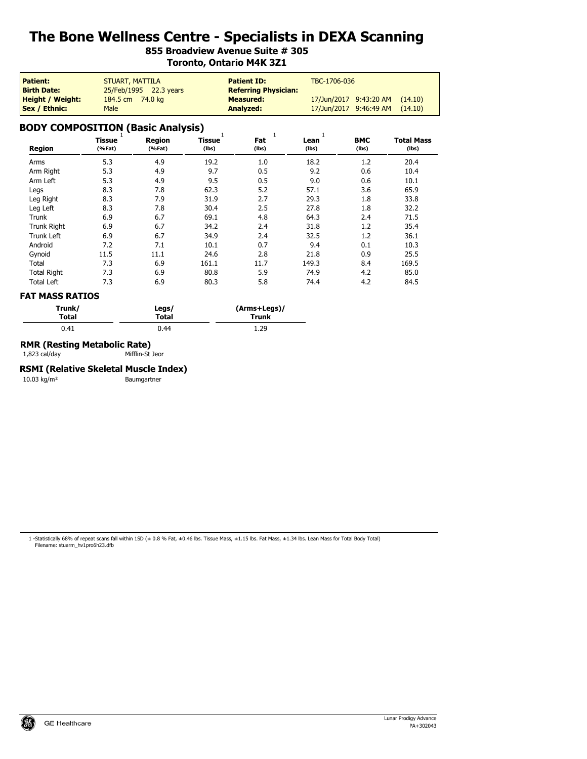# The Bone Wellness Centre - Specialists in DEXA Scanning

**855 Broadview Avenue Suite # 305**
**Toronto, Ontario M4K 3Z1**

| | | | |
|---|---|---|---|
| **Patient:** | STUART, MATTILA | **Patient ID:** | TBC-1706-036 |
| **Birth Date:** | 25/Feb/1995 22.3 years | **Referring Physician:** | |
| **Height / Weight:** | 184.5 cm 74.0 kg | **Measured:** | 17/Jun/2017 9:43:20 AM (14.10) |
| **Sex / Ethnic:** | Male | **Analyzed:** | 17/Jun/2017 9:46:49 AM (14.10) |

## BODY COMPOSITION (Basic Analysis)

| Region | Tissue[1] (%Fat) | Region (%Fat) | Tissue[1] (lbs) | Fat[1] (lbs) | Lean[1] (lbs) | BMC (lbs) | Total Mass (lbs) |
|---|---|---|---|---|---|---|---|
| Arms | 5.3 | 4.9 | 19.2 | 1.0 | 18.2 | 1.2 | 20.4 |
| Arm Right | 5.3 | 4.9 | 9.7 | 0.5 | 9.2 | 0.6 | 10.4 |
| Arm Left | 5.3 | 4.9 | 9.5 | 0.5 | 9.0 | 0.6 | 10.1 |
| Legs | 8.3 | 7.8 | 62.3 | 5.2 | 57.1 | 3.6 | 65.9 |
| Leg Right | 8.3 | 7.9 | 31.9 | 2.7 | 29.3 | 1.8 | 33.8 |
| Leg Left | 8.3 | 7.8 | 30.4 | 2.5 | 27.8 | 1.8 | 32.2 |
| Trunk | 6.9 | 6.7 | 69.1 | 4.8 | 64.3 | 2.4 | 71.5 |
| Trunk Right | 6.9 | 6.7 | 34.2 | 2.4 | 31.8 | 1.2 | 35.4 |
| Trunk Left | 6.9 | 6.7 | 34.9 | 2.4 | 32.5 | 1.2 | 36.1 |
| Android | 7.2 | 7.1 | 10.1 | 0.7 | 9.4 | 0.1 | 10.3 |
| Gynoid | 11.5 | 11.1 | 24.6 | 2.8 | 21.8 | 0.9 | 25.5 |
| Total | 7.3 | 6.9 | 161.1 | 11.7 | 149.3 | 8.4 | 169.5 |
| Total Right | 7.3 | 6.9 | 80.8 | 5.9 | 74.9 | 4.2 | 85.0 |
| Total Left | 7.3 | 6.9 | 80.3 | 5.8 | 74.4 | 4.2 | 84.5 |

### FAT MASS RATIOS

| Trunk/ Total | Legs/ Total | (Arms+Legs)/ Trunk |
|---|---|---|
| 0.41 | 0.44 | 1.29 |

### RMR (Resting Metabolic Rate)

1,823 cal/day  Mifflin-St Jeor

### RSMI (Relative Skeletal Muscle Index)

10.03 kg/m²  Baumgartner

1 -Statistically 68% of repeat scans fall within 1SD (± 0.8 % Fat, ±0.46 lbs. Tissue Mass, ±1.15 lbs. Fat Mass, ±1.34 lbs. Lean Mass for Total Body Total)
Filename: stuarm_hv1pro6h23.dfb

GE Healthcare

Lunar Prodigy Advance
PA+302043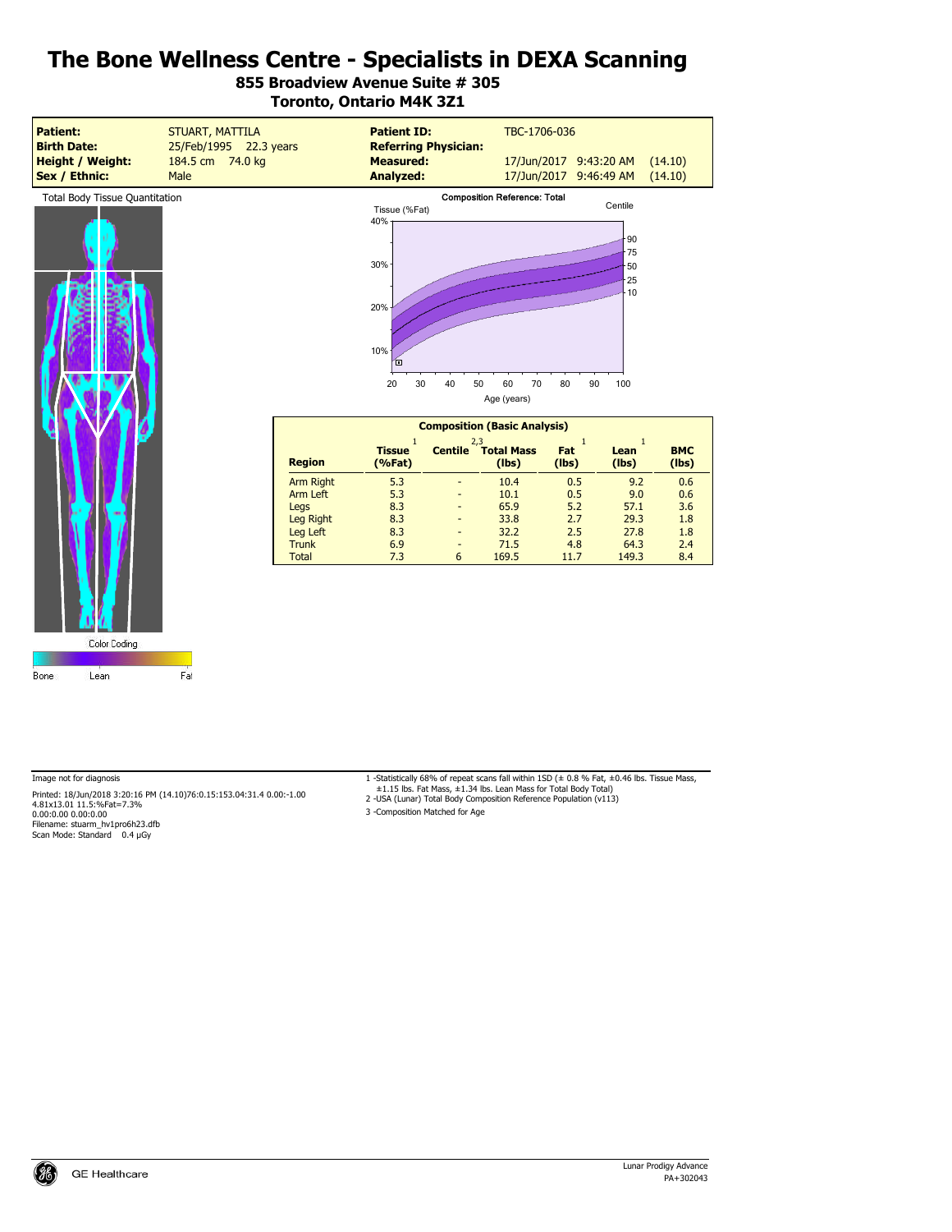# The Bone Wellness Centre - Specialists in DEXA Scanning

**855 Broadview Avenue Suite # 305**
**Toronto, Ontario M4K 3Z1**

| | | | |
|---|---|---|---|
| **Patient:** | STUART, MATTILA | **Patient ID:** | TBC-1706-036 |
| **Birth Date:** | 25/Feb/1995 22.3 years | **Referring Physician:** | |
| **Height / Weight:** | 184.5 cm 74.0 kg | **Measured:** | 17/Jun/2017 9:43:20 AM (14.10) |
| **Sex / Ethnic:** | Male | **Analyzed:** | 17/Jun/2017 9:46:49 AM (14.10) |

Total Body Tissue Quantitation

Color Coding

Bone Lean Fat

**Composition Reference: Total**

Tissue (%Fat) — Centile — Age (years)

**Composition (Basic Analysis)**

| Region | Tissue[1] (%Fat) | Centile[2,3] | Total Mass (lbs) | Fat[1] (lbs) | Lean[1] (lbs) | BMC (lbs) |
|---|---|---|---|---|---|---|
| Arm Right | 5.3 | - | 10.4 | 0.5 | 9.2 | 0.6 |
| Arm Left | 5.3 | - | 10.1 | 0.5 | 9.0 | 0.6 |
| Legs | 8.3 | - | 65.9 | 5.2 | 57.1 | 3.6 |
| Leg Right | 8.3 | - | 33.8 | 2.7 | 29.3 | 1.8 |
| Leg Left | 8.3 | - | 32.2 | 2.5 | 27.8 | 1.8 |
| Trunk | 6.9 | - | 71.5 | 4.8 | 64.3 | 2.4 |
| Total | 7.3 | 6 | 169.5 | 11.7 | 149.3 | 8.4 |

Image not for diagnosis

Printed: 18/Jun/2018 3:20:16 PM (14.10)76:0.15:153.04:31.4 0.00:-1.00
4.81x13.01 11.5:%Fat=7.3%
0.00:0.00 0.00:0.00
Filename: stuarm_hv1pro6h23.dfb
Scan Mode: Standard 0.4 µGy

1 -Statistically 68% of repeat scans fall within 1SD (± 0.8 % Fat, ±0.46 lbs. Tissue Mass, ±1.15 lbs. Fat Mass, ±1.34 lbs. Lean Mass for Total Body Total)
2 -USA (Lunar) Total Body Composition Reference Population (v113)
3 -Composition Matched for Age

GE Healthcare

Lunar Prodigy Advance
PA+302043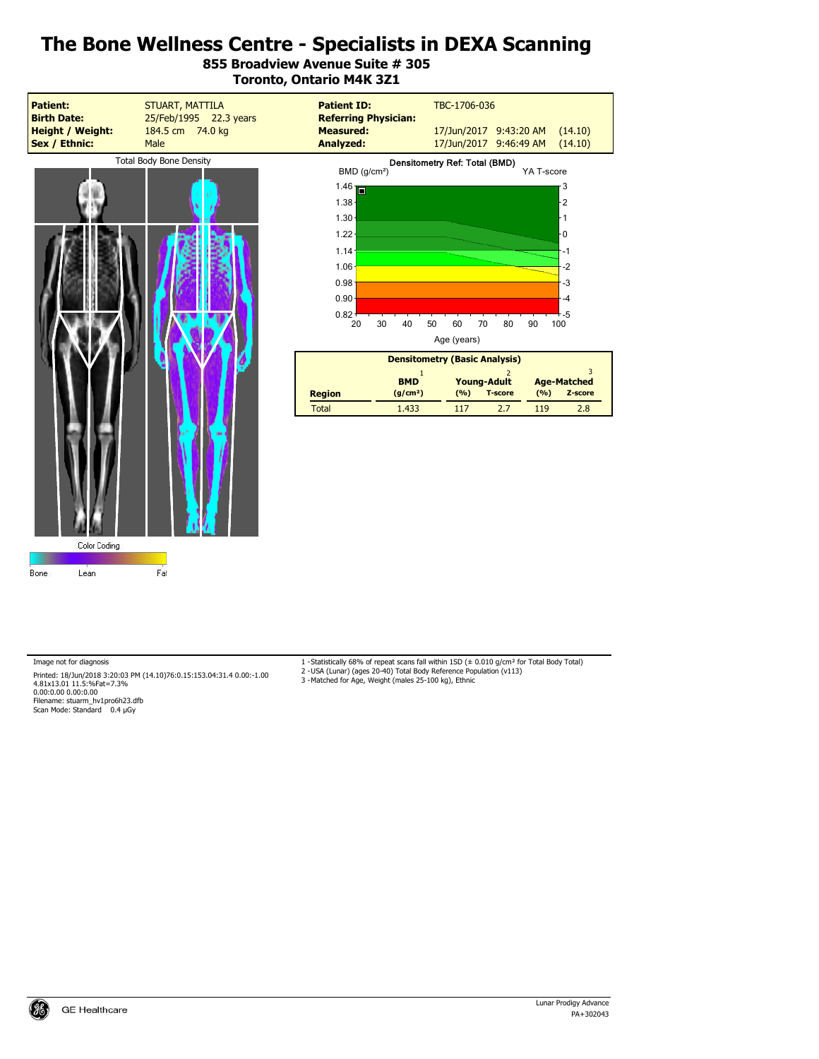# The Bone Wellness Centre - Specialists in DEXA Scanning

**855 Broadview Avenue Suite # 305**
**Toronto, Ontario M4K 3Z1**

| | | | |
|---|---|---|---|
| **Patient:** | STUART, MATTILA | **Patient ID:** | TBC-1706-036 |
| **Birth Date:** | 25/Feb/1995 22.3 years | **Referring Physician:** | |
| **Height / Weight:** | 184.5 cm 74.0 kg | **Measured:** | 17/Jun/2017 9:43:20 AM (14.10) |
| **Sex / Ethnic:** | Male | **Analyzed:** | 17/Jun/2017 9:46:49 AM (14.10) |

Total Body Bone Density

Color Coding

Bone Lean Fat

Densitometry Ref: Total (BMD)

| BMD (g/cm²) | YA T-score |
|---|---|
| 1.46 | 3 |
| 1.38 | 2 |
| 1.30 | 1 |
| 1.22 | 0 |
| 1.14 | -1 |
| 1.06 | -2 |
| 0.98 | -3 |
| 0.90 | -4 |
| 0.82 | -5 |

Age (years): 20 30 40 50 60 70 80 90 100

**Densitometry (Basic Analysis)**

| Region | BMD[1] (g/cm²) | Young-Adult[2] (%) | Young-Adult[2] T-score | Age-Matched[3] (%) | Age-Matched[3] Z-score |
|---|---|---|---|---|---|
| Total | 1.433 | 117 | 2.7 | 119 | 2.8 |

Image not for diagnosis

Printed: 18/Jun/2018 3:20:03 PM (14.10)76:0.15:153.04:31.4 0.00:-1.00
4.81x13.01 11.5:%Fat=7.3%
0.00:0.00 0.00:0.00
Filename: stuarm_hv1pro6h23.dfb
Scan Mode: Standard 0.4 µGy

1 -Statistically 68% of repeat scans fall within 1SD (± 0.010 g/cm² for Total Body Total)
2 -USA (Lunar) (ages 20-40) Total Body Reference Population (v113)
3 -Matched for Age, Weight (males 25-100 kg), Ethnic

GE Healthcare

Lunar Prodigy Advance
PA+302043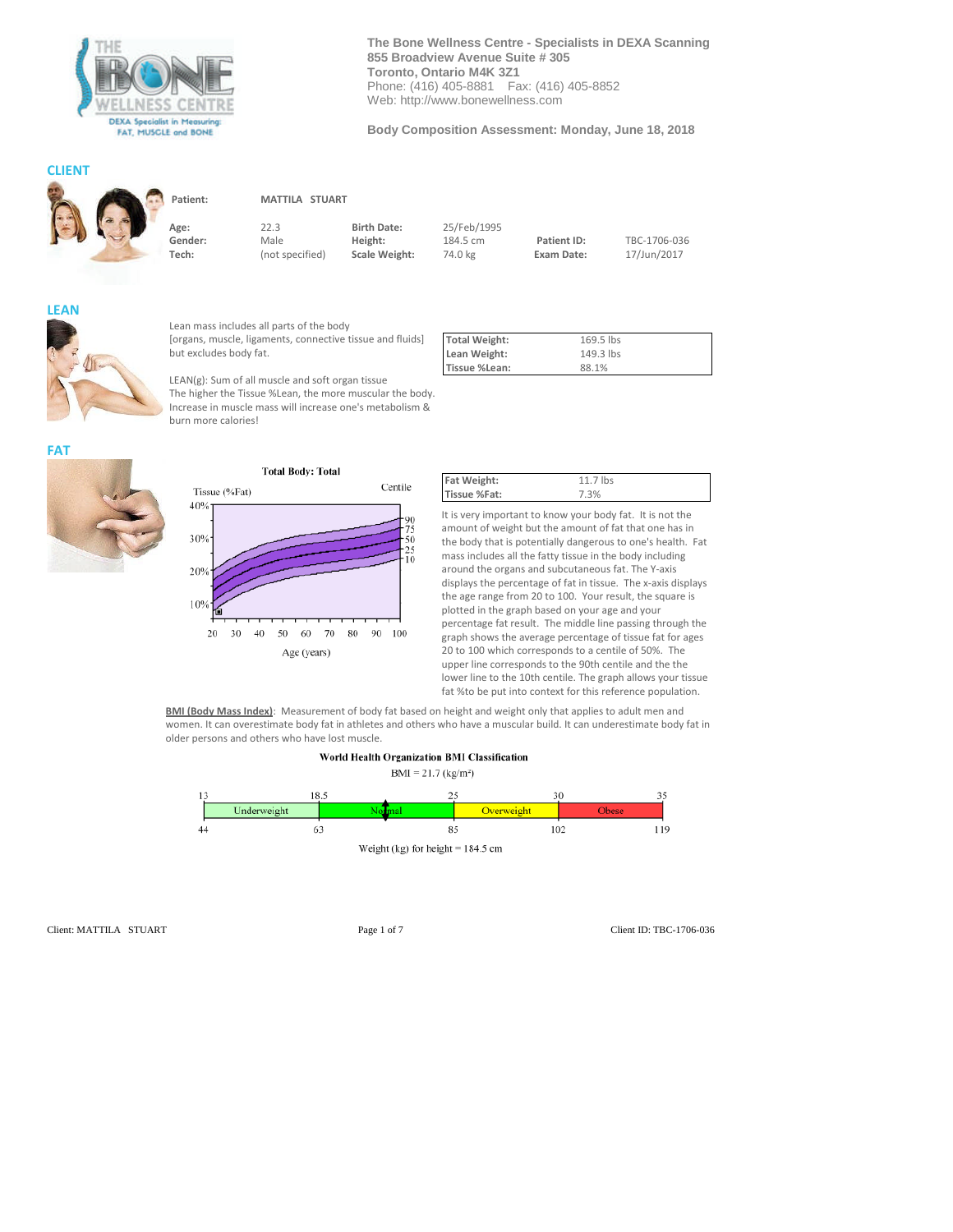The Bone Wellness Centre - Specialists in DEXA Scanning
855 Broadview Avenue Suite # 305
Toronto, Ontario M4K 3Z1
Phone: (416) 405-8881 Fax: (416) 405-8852
Web: http://www.bonewellness.com

**Body Composition Assessment: Monday, June 18, 2018**

## CLIENT

| **Patient:** | **MATTILA STUART** | | | | |
|---|---|---|---|---|---|
| **Age:** | 22.3 | **Birth Date:** | 25/Feb/1995 | | |
| **Gender:** | Male | **Height:** | 184.5 cm | **Patient ID:** | TBC-1706-036 |
| **Tech:** | (not specified) | **Scale Weight:** | 74.0 kg | **Exam Date:** | 17/Jun/2017 |

## LEAN

Lean mass includes all parts of the body [organs, muscle, ligaments, connective tissue and fluids] but excludes body fat.

LEAN(g): Sum of all muscle and soft organ tissue
The higher the Tissue %Lean, the more muscular the body. Increase in muscle mass will increase one's metabolism & burn more calories!

| | |
|---|---|
| **Total Weight:** | 169.5 lbs |
| **Lean Weight:** | 149.3 lbs |
| **Tissue %Lean:** | 88.1% |

## FAT

**Total Body: Total**

Tissue (%Fat) — Centile (90, 75, 50, 25, 10) — Age (years) 20 to 100

| | |
|---|---|
| **Fat Weight:** | 11.7 lbs |
| **Tissue %Fat:** | 7.3% |

It is very important to know your body fat. It is not the amount of weight but the amount of fat that one has in the body that is potentially dangerous to one's health. Fat mass includes all the fatty tissue in the body including around the organs and subcutaneous fat. The Y-axis displays the percentage of fat in tissue. The x-axis displays the age range from 20 to 100. Your result, the square is plotted in the graph based on your age and your percentage fat result. The middle line passing through the graph shows the average percentage of tissue fat for ages 20 to 100 which corresponds to a centile of 50%. The upper line corresponds to the 90th centile and the the lower line to the 10th centile. The graph allows your tissue fat %to be put into context for this reference population.

<u>**BMI (Body Mass Index)**</u>: Measurement of body fat based on height and weight only that applies to adult men and women. It can overestimate body fat in athletes and others who have a muscular build. It can underestimate body fat in older persons and others who have lost muscle.

**World Health Organization BMI Classification**

BMI = 21.7 (kg/m²)

| BMI | 13–18.5 | 18.5–25 | 25–30 | 30–35 |
|---|---|---|---|---|
| Classification | Underweight | Normal | Overweight | Obese |
| Weight (kg) | 44–63 | 63–85 | 85–102 | 102–119 |

Weight (kg) for height = 184.5 cm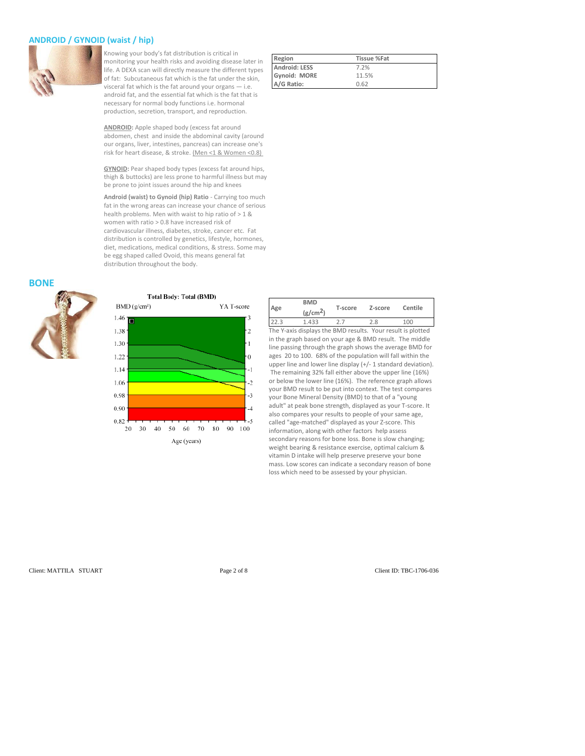## ANDROID / GYNOID (waist / hip)

Knowing your body's fat distribution is critical in monitoring your health risks and avoiding disease later in life. A DEXA scan will directly measure the different types of fat: Subcutaneous fat which is the fat under the skin, visceral fat which is the fat around your organs — i.e. android fat, and the essential fat which is the fat that is necessary for normal body functions i.e. hormonal production, secretion, transport, and reproduction.

**ANDROID:** Apple shaped body (excess fat around abdomen, chest and inside the abdominal cavity (around our organs, liver, intestines, pancreas) can increase one's risk for heart disease, & stroke. (Men <1 & Women <0.8)

**GYNOID:** Pear shaped body types (excess fat around hips, thigh & buttocks) are less prone to harmful illness but may be prone to joint issues around the hip and knees

**Android (waist) to Gynoid (hip) Ratio** - Carrying too much fat in the wrong areas can increase your chance of serious health problems. Men with waist to hip ratio of > 1 & women with ratio > 0.8 have increased risk of cardiovascular illness, diabetes, stroke, cancer etc. Fat distribution is controlled by genetics, lifestyle, hormones, diet, medications, medical conditions, & stress. Some may be egg shaped called Ovoid, this means general fat distribution throughout the body.

| Region | Tissue %Fat |
|---|---|
| **Android: LESS** | 7.2% |
| **Gynoid: MORE** | 11.5% |
| **A/G Ratio:** | 0.62 |

## BONE

**Total Body: Total (BMD)**

| Age | BMD ($g/cm^2$) | T-score | Z-score | Centile |
|---|---|---|---|---|
| 22.3 | 1.433 | 2.7 | 2.8 | 100 |

The Y-axis displays the BMD results. Your result is plotted in the graph based on your age & BMD result. The middle line passing through the graph shows the average BMD for ages 20 to 100. 68% of the population will fall within the upper line and lower line display (+/- 1 standard deviation). The remaining 32% fall either above the upper line (16%) or below the lower line (16%). The reference graph allows your BMD result to be put into context. The test compares your Bone Mineral Density (BMD) to that of a "young adult" at peak bone strength, displayed as your T-score. It also compares your results to people of your same age, called "age-matched" displayed as your Z-score. This information, along with other factors help assess secondary reasons for bone loss. Bone is slow changing; weight bearing & resistance exercise, optimal calcium & vitamin D intake will help preserve preserve your bone mass. Low scores can indicate a secondary reason of bone loss which need to be assessed by your physician.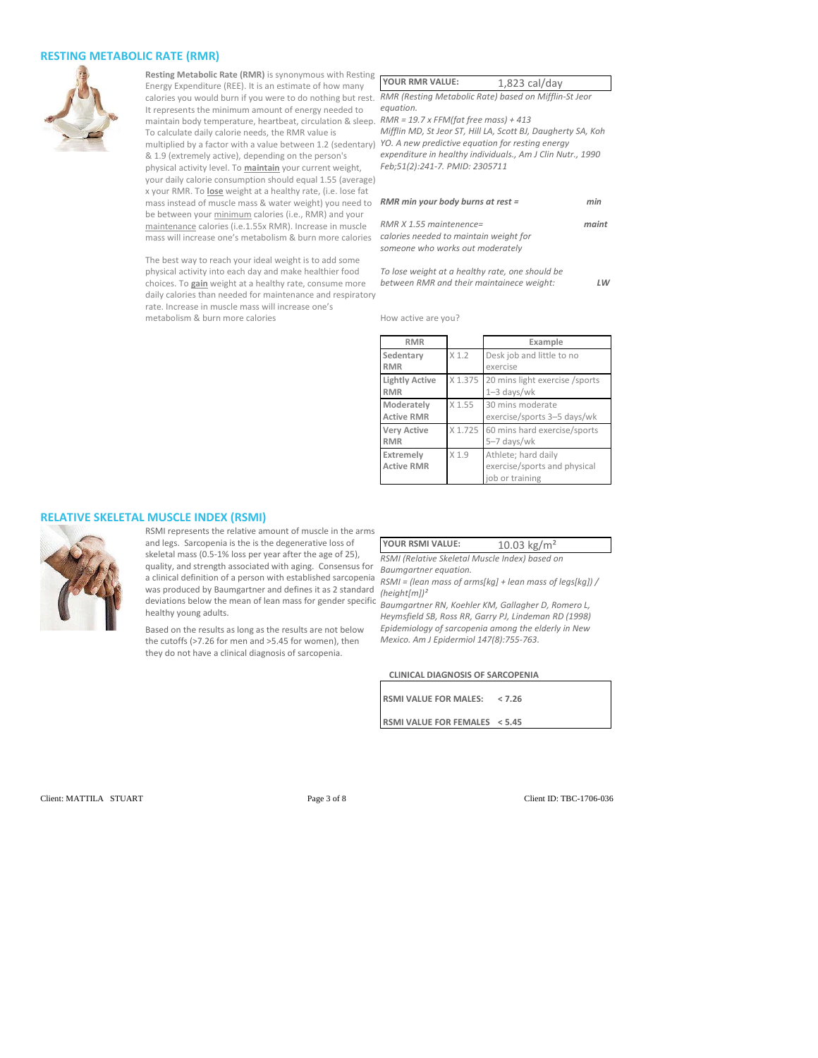## RESTING METABOLIC RATE (RMR)

**Resting Metabolic Rate (RMR)** is synonymous with Resting Energy Expenditure (REE). It is an estimate of how many calories you would burn if you were to do nothing but rest. It represents the minimum amount of energy needed to maintain body temperature, heartbeat, circulation & sleep. To calculate daily calorie needs, the RMR value is multiplied by a factor with a value between 1.2 (sedentary) & 1.9 (extremely active), depending on the person's physical activity level. To **maintain** your current weight, your daily calorie consumption should equal 1.55 (average) x your RMR. To **lose** weight at a healthy rate, (i.e. lose fat mass instead of muscle mass & water weight) you need to be between your minimum calories (i.e., RMR) and your maintenance calories (i.e.1.55x RMR). Increase in muscle mass will increase one's metabolism & burn more calories

The best way to reach your ideal weight is to add some physical activity into each day and make healthier food choices. To **gain** weight at a healthy rate, consume more daily calories than needed for maintenance and respiratory rate. Increase in muscle mass will increase one's metabolism & burn more calories

| **YOUR RMR VALUE:** | 1,823 cal/day |
|---|---|

*RMR (Resting Metabolic Rate) based on Mifflin-St Jeor equation.*

*RMR = 19.7 x FFM(fat free mass) + 413*

*Mifflin MD, St Jeor ST, Hill LA, Scott BJ, Daugherty SA, Koh YO. A new predictive equation for resting energy expenditure in healthy individuals., Am J Clin Nutr., 1990 Feb;51(2):241-7. PMID: 2305711*

***RMR min your body burns at rest =*** ***min***

*RMR X 1.55 maintenence= calories needed to maintain weight for someone who works out moderately* ***maint***

*To lose weight at a healthy rate, one should be between RMR and their maintainece weight:* ***LW***

How active are you?

| RMR | | Example |
|---|---|---|
| **Sedentary RMR** | X 1.2 | Desk job and little to no exercise |
| **Lightly Active RMR** | X 1.375 | 20 mins light exercise /sports 1–3 days/wk |
| **Moderately Active RMR** | X 1.55 | 30 mins moderate exercise/sports 3–5 days/wk |
| **Very Active RMR** | X 1.725 | 60 mins hard exercise/sports 5–7 days/wk |
| **Extremely Active RMR** | X 1.9 | Athlete; hard daily exercise/sports and physical job or training |

## RELATIVE SKELETAL MUSCLE INDEX (RSMI)

RSMI represents the relative amount of muscle in the arms and legs. Sarcopenia is the is the degenerative loss of skeletal mass (0.5-1% loss per year after the age of 25), quality, and strength associated with aging. Consensus for a clinical definition of a person with established sarcopenia was produced by Baumgartner and defines it as 2 standard deviations below the mean of lean mass for gender specific healthy young adults.

Based on the results as long as the results are not below the cutoffs (>7.26 for men and >5.45 for women), then they do not have a clinical diagnosis of sarcopenia.

| **YOUR RSMI VALUE:** | 10.03 kg/m² |
|---|---|

*RSMI (Relative Skeletal Muscle Index) based on Baumgartner equation.*

*RSMI = (lean mass of arms[kg] + lean mass of legs[kg]) / (height[m])²*

*Baumgartner RN, Koehler KM, Gallagher D, Romero L, Heymsfield SB, Ross RR, Garry PJ, Lindeman RD (1998) Epidemiology of sarcopenia among the elderly in New Mexico. Am J Epidermiol 147(8):755-763.*

**CLINICAL DIAGNOSIS OF SARCOPENIA**

| | |
|---|---|
| **RSMI VALUE FOR MALES:** | **< 7.26** |
| **RSMI VALUE FOR FEMALES** | **< 5.45** |

Client: MATTILA STUART

Client ID: TBC-1706-036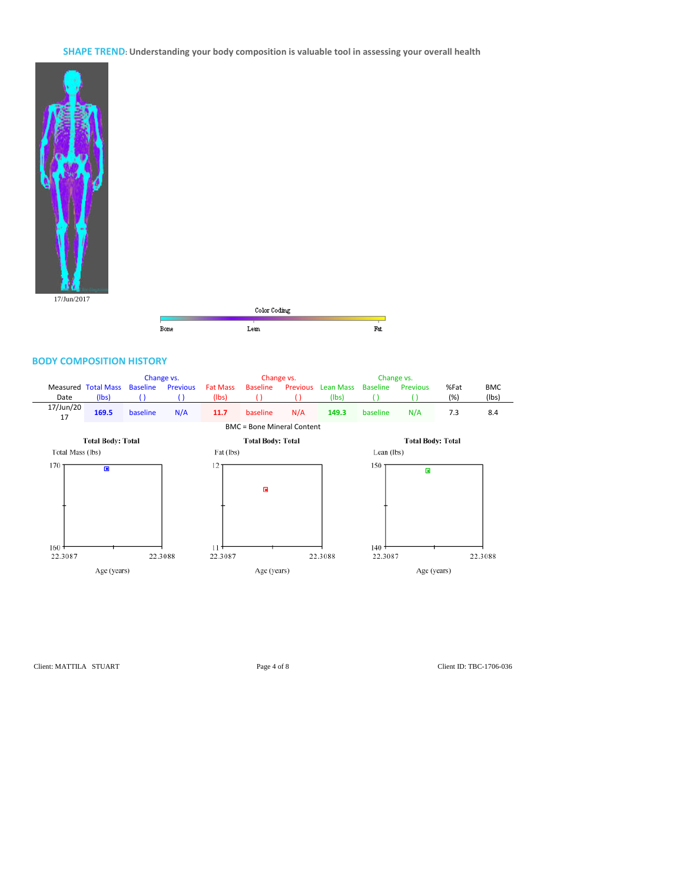**SHAPE TREND**: **Understanding your body composition is valuable tool in assessing your overall health**

17/Jun/2017

Color Coding

Bone Lean Fat

## BODY COMPOSITION HISTORY

| Measured Date | Total Mass (lbs) | Change vs. Baseline ( ) | Change vs. Previous ( ) | Fat Mass (lbs) | Change vs. Baseline ( ) | Change vs. Previous ( ) | Lean Mass (lbs) | Change vs. Baseline ( ) | Change vs. Previous ( ) | %Fat (%) | BMC (lbs) |
|---|---|---|---|---|---|---|---|---|---|---|---|
| 17/Jun/2017 | **169.5** | baseline | N/A | **11.7** | baseline | N/A | **149.3** | baseline | N/A | 7.3 | 8.4 |

BMC = Bone Mineral Content

**Total Body: Total**

Total Mass (lbs): 160–170; Age (years): 22.3087–22.3088

**Total Body: Total**

Fat (lbs): 11–12; Age (years): 22.3087–22.3088

**Total Body: Total**

Lean (lbs): 140–150; Age (years): 22.3087–22.3088

Client: MATTILA STUART

Client ID: TBC-1706-036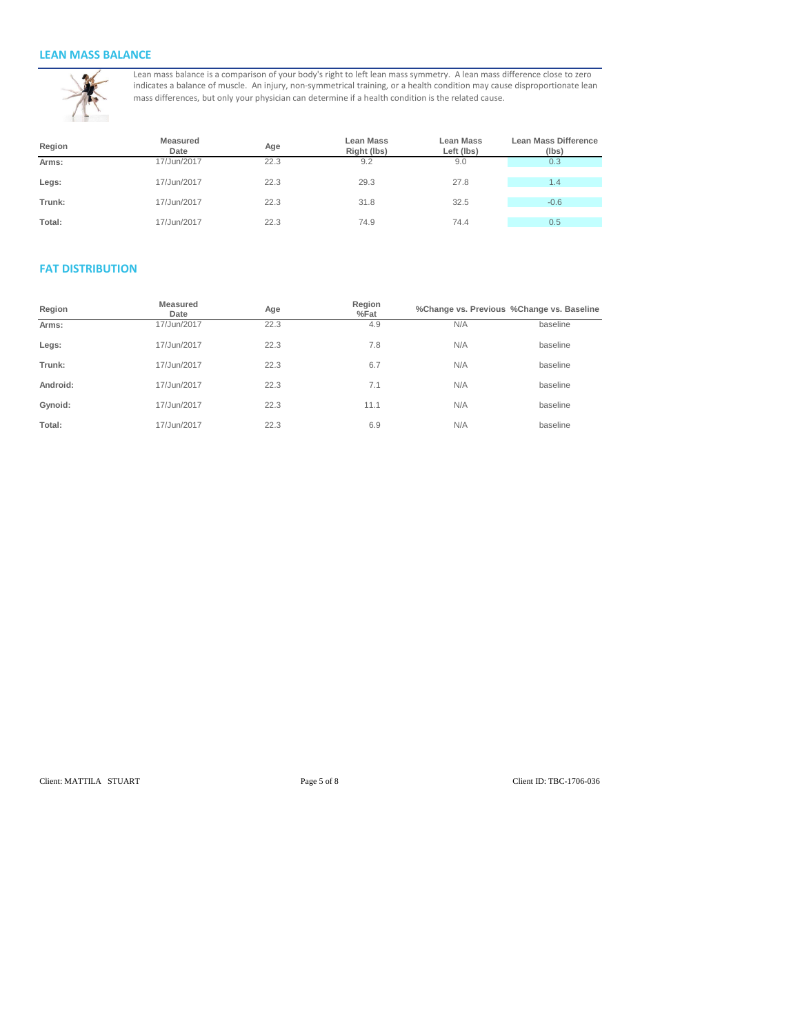## LEAN MASS BALANCE

Lean mass balance is a comparison of your body's right to left lean mass symmetry. A lean mass difference close to zero indicates a balance of muscle. An injury, non-symmetrical training, or a health condition may cause disproportionate lean mass differences, but only your physician can determine if a health condition is the related cause.

| Region | Measured Date | Age | Lean Mass Right (lbs) | Lean Mass Left (lbs) | Lean Mass Difference (lbs) |
|---|---|---|---|---|---|
| Arms: | 17/Jun/2017 | 22.3 | 9.2 | 9.0 | 0.3 |
| Legs: | 17/Jun/2017 | 22.3 | 29.3 | 27.8 | 1.4 |
| Trunk: | 17/Jun/2017 | 22.3 | 31.8 | 32.5 | -0.6 |
| Total: | 17/Jun/2017 | 22.3 | 74.9 | 74.4 | 0.5 |

## FAT DISTRIBUTION

| Region | Measured Date | Age | Region %Fat | %Change vs. Previous | %Change vs. Baseline |
|---|---|---|---|---|---|
| Arms: | 17/Jun/2017 | 22.3 | 4.9 | N/A | baseline |
| Legs: | 17/Jun/2017 | 22.3 | 7.8 | N/A | baseline |
| Trunk: | 17/Jun/2017 | 22.3 | 6.7 | N/A | baseline |
| Android: | 17/Jun/2017 | 22.3 | 7.1 | N/A | baseline |
| Gynoid: | 17/Jun/2017 | 22.3 | 11.1 | N/A | baseline |
| Total: | 17/Jun/2017 | 22.3 | 6.9 | N/A | baseline |

Client: MATTILA STUART Client ID: TBC-1706-036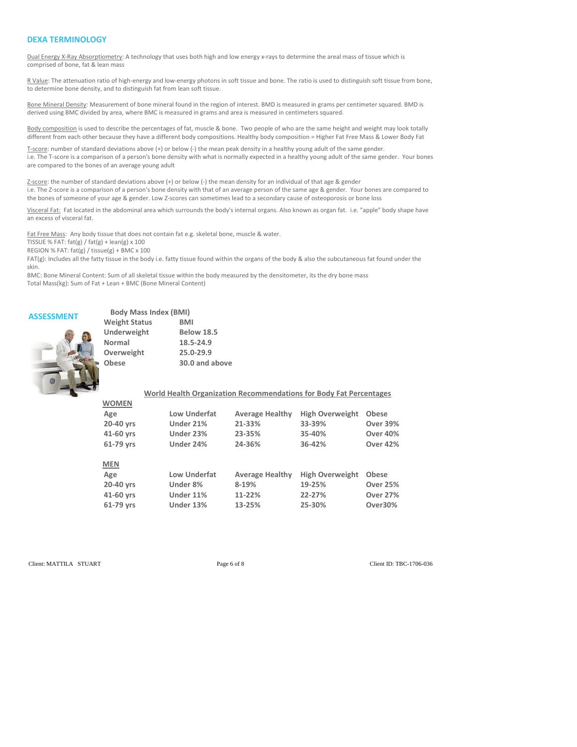## DEXA TERMINOLOGY

Dual Energy X-Ray Absorptiometry: A technology that uses both high and low energy x-rays to determine the areal mass of tissue which is comprised of bone, fat & lean mass

R Value: The attenuation ratio of high-energy and low-energy photons in soft tissue and bone. The ratio is used to distinguish soft tissue from bone, to determine bone density, and to distinguish fat from lean soft tissue.

Bone Mineral Density: Measurement of bone mineral found in the region of interest. BMD is measured in grams per centimeter squared. BMD is derived using BMC divided by area, where BMC is measured in grams and area is measured in centimeters squared.

Body composition is used to describe the percentages of fat, muscle & bone. Two people of who are the same height and weight may look totally different from each other because they have a different body compositions. Healthy body composition = Higher Fat Free Mass & Lower Body Fat

T-score: number of standard deviations above (+) or below (-) the mean peak density in a healthy young adult of the same gender.
i.e. The T-score is a comparison of a person's bone density with what is normally expected in a healthy young adult of the same gender. Your bones are compared to the bones of an average young adult

Z-score: the number of standard deviations above (+) or below (-) the mean density for an individual of that age & gender
i.e. The Z-score is a comparison of a person's bone density with that of an average person of the same age & gender. Your bones are compared to the bones of someone of your age & gender. Low Z-scores can sometimes lead to a secondary cause of osteoporosis or bone loss

Visceral Fat: Fat located in the abdominal area which surrounds the body's internal organs. Also known as organ fat. i.e. "apple" body shape have an excess of visceral fat.

Fat Free Mass: Any body tissue that does not contain fat e.g. skeletal bone, muscle & water.
TISSUE % FAT: fat(g) / fat(g) + lean(g) x 100
REGION % FAT: fat(g) / tissue(g) + BMC x 100
FAT(g): Includes all the fatty tissue in the body i.e. fatty tissue found within the organs of the body & also the subcutaneous fat found under the skin.
BMC: Bone Mineral Content: Sum of all skeletal tissue within the body measured by the densitometer, its the dry bone mass
Total Mass(kg): Sum of Fat + Lean + BMC (Bone Mineral Content)

## ASSESSMENT

**Body Mass Index (BMI)**

| Weight Status | BMI |
|---|---|
| Underweight | Below 18.5 |
| Normal | 18.5-24.9 |
| Overweight | 25.0-29.9 |
| Obese | 30.0 and above |

**World Health Organization Recommendations for Body Fat Percentages**

**WOMEN**

| Age | Low Underfat | Average Healthy | High Overweight | Obese |
|---|---|---|---|---|
| 20-40 yrs | Under 21% | 21-33% | 33-39% | Over 39% |
| 41-60 yrs | Under 23% | 23-35% | 35-40% | Over 40% |
| 61-79 yrs | Under 24% | 24-36% | 36-42% | Over 42% |

**MEN**

| Age | Low Underfat | Average Healthy | High Overweight | Obese |
|---|---|---|---|---|
| 20-40 yrs | Under 8% | 8-19% | 19-25% | Over 25% |
| 41-60 yrs | Under 11% | 11-22% | 22-27% | Over 27% |
| 61-79 yrs | Under 13% | 13-25% | 25-30% | Over30% |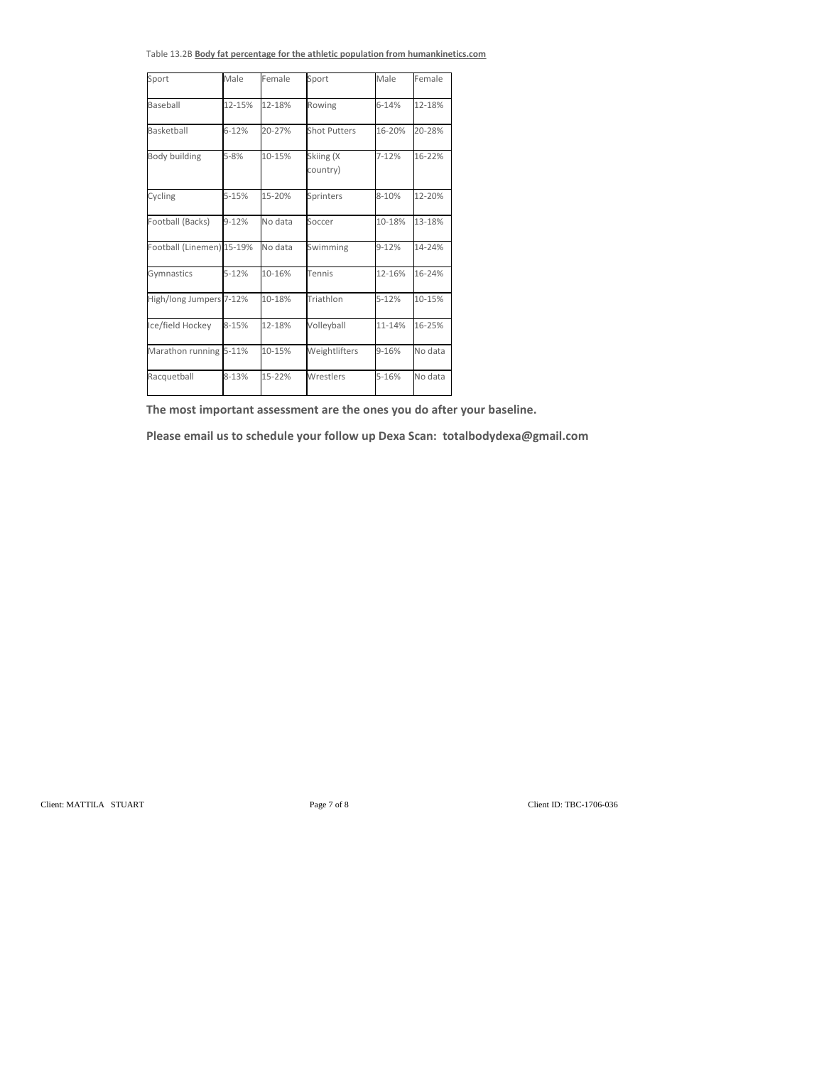Table 13.2B **Body fat percentage for the athletic population from humankinetics.com**

| Sport | Male | Female | Sport | Male | Female |
|---|---|---|---|---|---|
| Baseball | 12-15% | 12-18% | Rowing | 6-14% | 12-18% |
| Basketball | 6-12% | 20-27% | Shot Putters | 16-20% | 20-28% |
| Body building | 5-8% | 10-15% | Skiing (X country) | 7-12% | 16-22% |
| Cycling | 5-15% | 15-20% | Sprinters | 8-10% | 12-20% |
| Football (Backs) | 9-12% | No data | Soccer | 10-18% | 13-18% |
| Football (Linemen) | 15-19% | No data | Swimming | 9-12% | 14-24% |
| Gymnastics | 5-12% | 10-16% | Tennis | 12-16% | 16-24% |
| High/long Jumpers | 7-12% | 10-18% | Triathlon | 5-12% | 10-15% |
| Ice/field Hockey | 8-15% | 12-18% | Volleyball | 11-14% | 16-25% |
| Marathon running | 5-11% | 10-15% | Weightlifters | 9-16% | No data |
| Racquetball | 8-13% | 15-22% | Wrestlers | 5-16% | No data |

**The most important assessment are the ones you do after your baseline.**

**Please email us to schedule your follow up Dexa Scan: totalbodydexa@gmail.com**